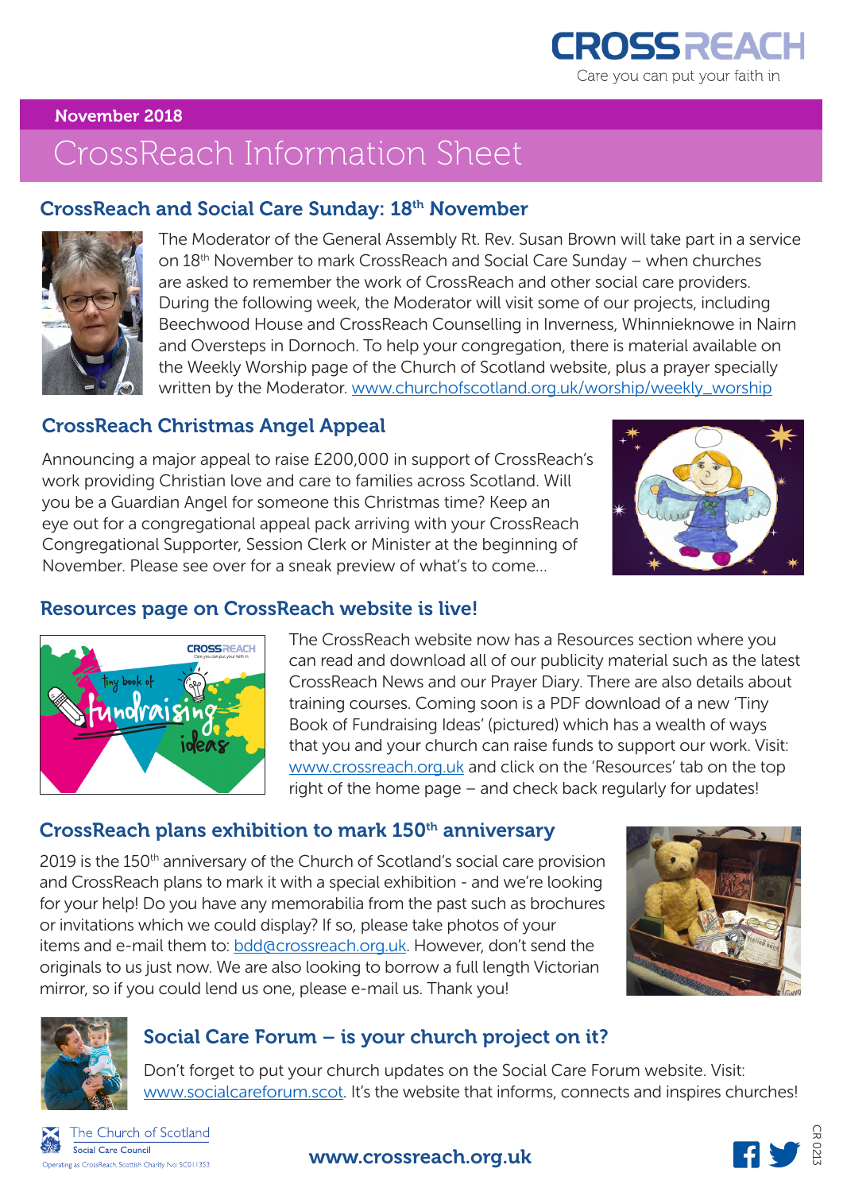CROSSREACH

Care you can put your faith in

November 2018

# CrossReach Information Sheet

## CrossReach and Social Care Sunday: 18th November

The Moderator of the General Assembly Rt. Rev. Susan Brown will take part in a service on 18th November to mark CrossReach and Social Care Sunday – when churches are asked to remember the work of CrossReach and other social care providers. During the following week, the Moderator will visit some of our projects, including Beechwood House and CrossReach Counselling in Inverness, Whinnieknowe in Nairn and Oversteps in Dornoch. To help your congregation, there is material available on the Weekly Worship page of the Church of Scotland website, plus a prayer specially written by the Moderator. www.churchofscotland.org.uk/worship/weekly_worship

## CrossReach Christmas Angel Appeal

Announcing a major appeal to raise £200,000 in support of CrossReach's work providing Christian love and care to families across Scotland. Will you be a Guardian Angel for someone this Christmas time? Keep an eye out for a congregational appeal pack arriving with your CrossReach Congregational Supporter, Session Clerk or Minister at the beginning of November. Please see over for a sneak preview of what's to come...

## Resources page on CrossReach website is live!

The CrossReach website now has a Resources section where you can read and download all of our publicity material such as the latest CrossReach News and our Prayer Diary. There are also details about training courses. Coming soon is a PDF download of a new 'Tiny Book of Fundraising Ideas' (pictured) which has a wealth of ways that you and your church can raise funds to support our work. Visit: www.crossreach.org.uk and click on the 'Resources' tab on the top right of the home page – and check back regularly for updates!

## CrossReach plans exhibition to mark 150th anniversary

2019 is the 150th anniversary of the Church of Scotland's social care provision and CrossReach plans to mark it with a special exhibition - and we're looking for your help! Do you have any memorabilia from the past such as brochures or invitations which we could display? If so, please take photos of your items and e-mail them to: bdd@crossreach.org.uk. However, don't send the originals to us just now. We are also looking to borrow a full length Victorian mirror, so if you could lend us one, please e-mail us. Thank you!

## Social Care Forum – is your church project on it?

Don't forget to put your church updates on the Social Care Forum website. Visit: www.socialcareforum.scot. It's the website that informs, connects and inspires churches!

The Church of Scotland
Social Care Council
Operating as CrossReach, Scottish Charity No: SC011353

www.crossreach.org.uk

CR 0213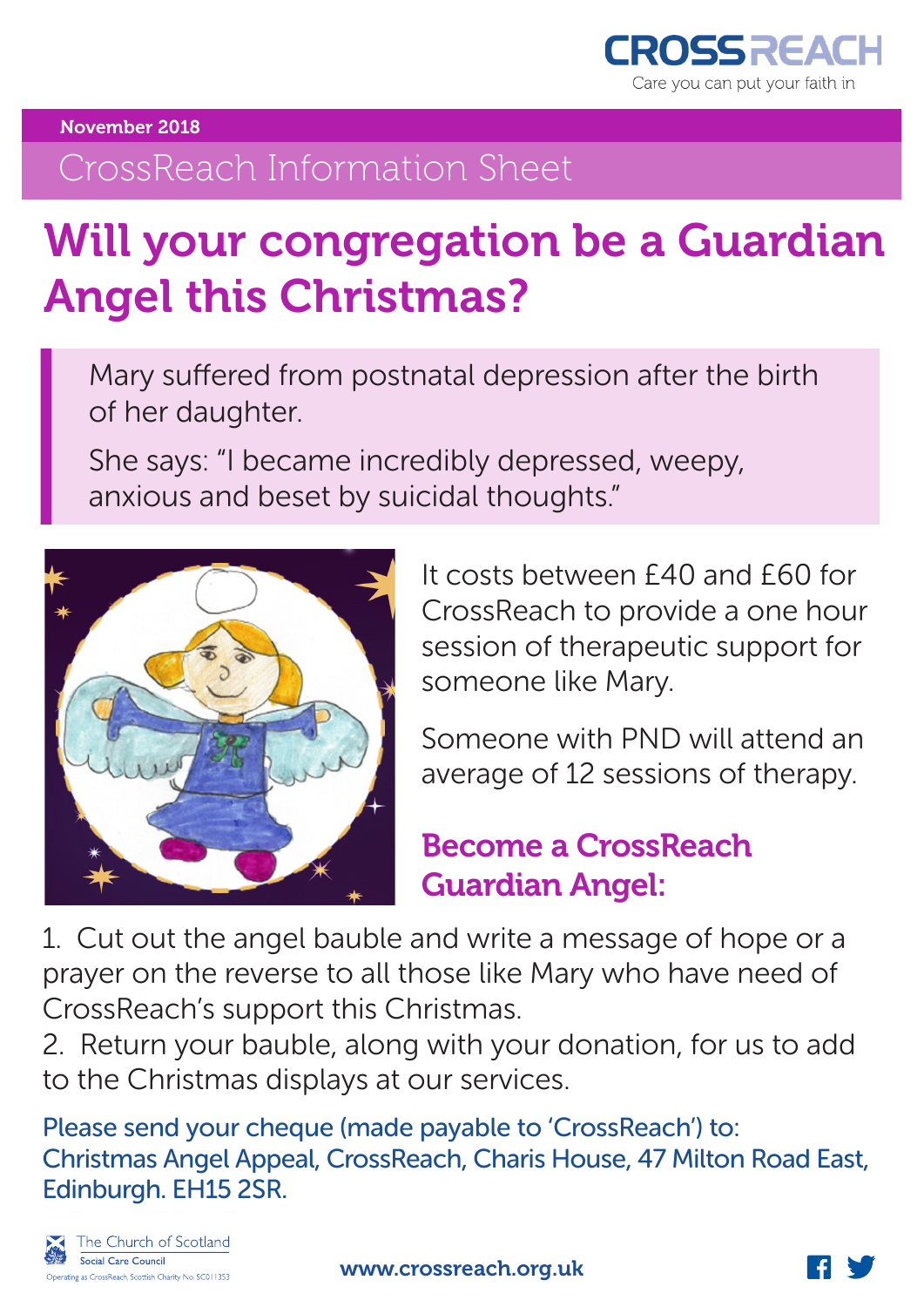CROSSREACH
Care you can put your faith in

November 2018

CrossReach Information Sheet

# Will your congregation be a Guardian Angel this Christmas?

Mary suffered from postnatal depression after the birth of her daughter.

She says: "I became incredibly depressed, weepy, anxious and beset by suicidal thoughts."

It costs between £40 and £60 for CrossReach to provide a one hour session of therapeutic support for someone like Mary.

Someone with PND will attend an average of 12 sessions of therapy.

## Become a CrossReach Guardian Angel:

1. Cut out the angel bauble and write a message of hope or a prayer on the reverse to all those like Mary who have need of CrossReach's support this Christmas.
2. Return your bauble, along with your donation, for us to add to the Christmas displays at our services.

Please send your cheque (made payable to 'CrossReach') to:
Christmas Angel Appeal, CrossReach, Charis House, 47 Milton Road East, Edinburgh. EH15 2SR.

The Church of Scotland
Social Care Council
Operating as CrossReach, Scottish Charity No: SC011353

www.crossreach.org.uk